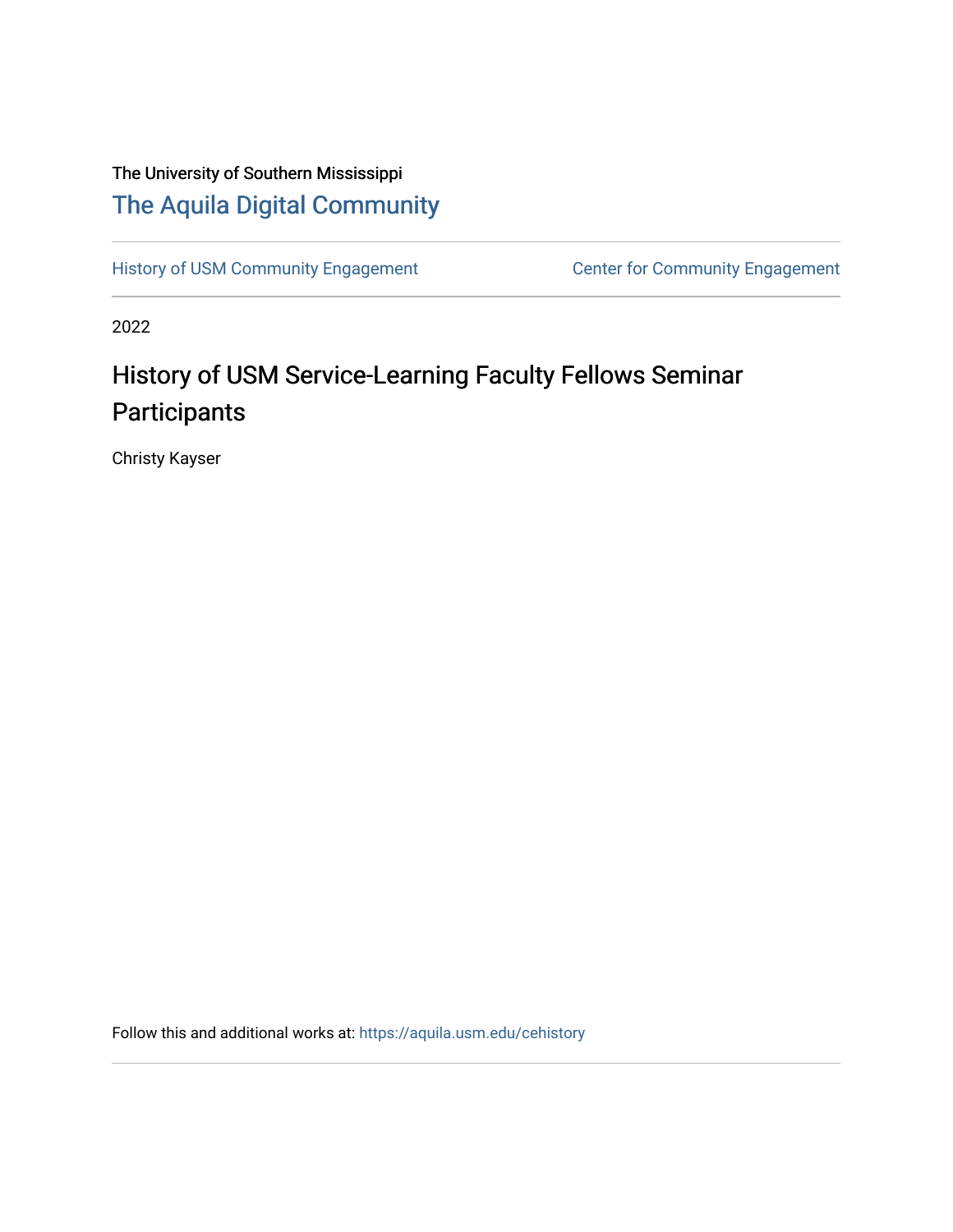The University of Southern Mississippi

# The Aquila Digital Community

History of USM Community Engagement | Center for Community Engagement

2022

## History of USM Service-Learning Faculty Fellows Seminar Participants

Christy Kayser

Follow this and additional works at: https://aquila.usm.edu/cehistory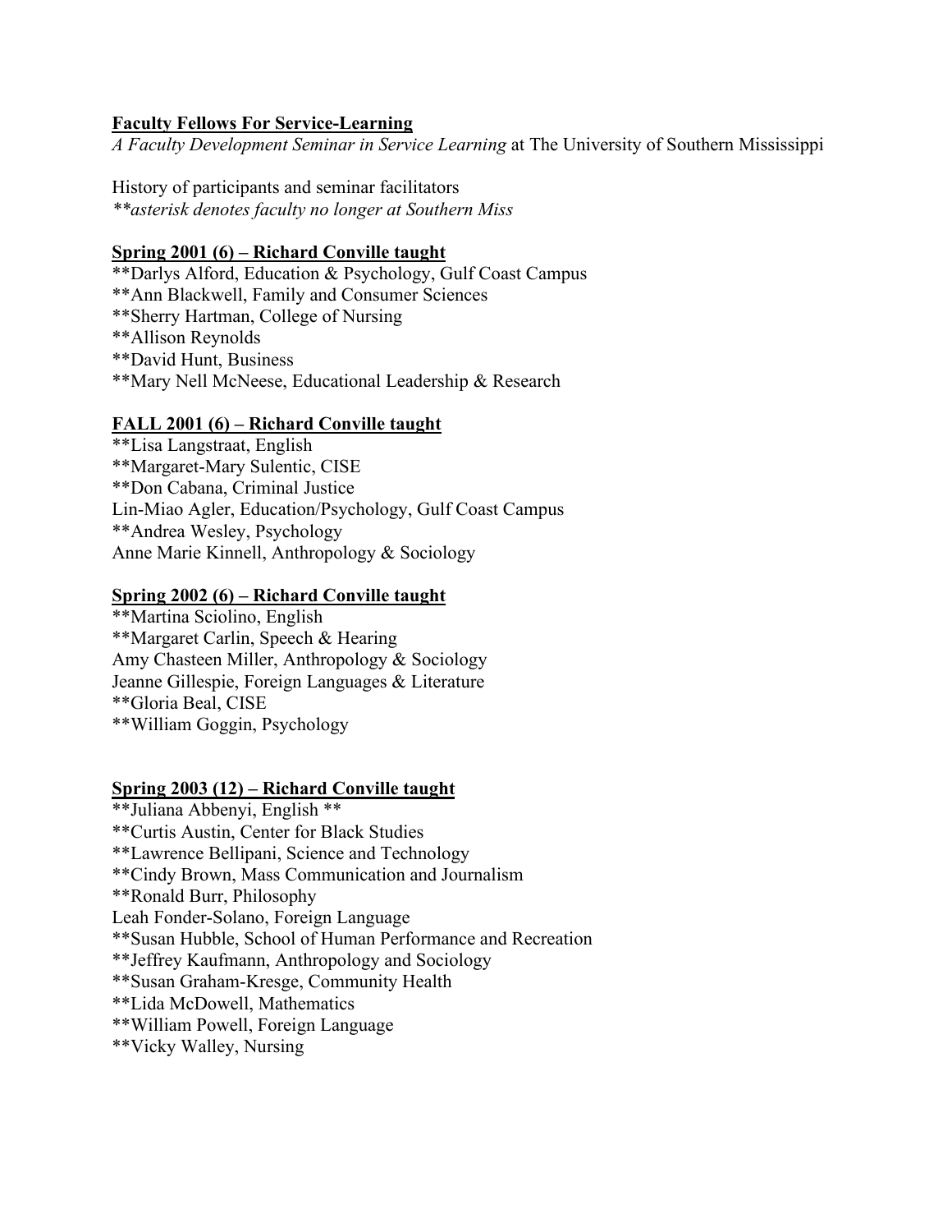**Faculty Fellows For Service-Learning**

*A Faculty Development Seminar in Service Learning* at The University of Southern Mississippi

History of participants and seminar facilitators

*\*\*asterisk denotes faculty no longer at Southern Miss*

**Spring 2001 (6) – Richard Conville taught**

\*\*Darlys Alford, Education & Psychology, Gulf Coast Campus
\*\*Ann Blackwell, Family and Consumer Sciences
\*\*Sherry Hartman, College of Nursing
\*\*Allison Reynolds
\*\*David Hunt, Business
\*\*Mary Nell McNeese, Educational Leadership & Research

**FALL 2001 (6) – Richard Conville taught**

\*\*Lisa Langstraat, English
\*\*Margaret-Mary Sulentic, CISE
\*\*Don Cabana, Criminal Justice
Lin-Miao Agler, Education/Psychology, Gulf Coast Campus
\*\*Andrea Wesley, Psychology
Anne Marie Kinnell, Anthropology & Sociology

**Spring 2002 (6) – Richard Conville taught**

\*\*Martina Sciolino, English
\*\*Margaret Carlin, Speech & Hearing
Amy Chasteen Miller, Anthropology & Sociology
Jeanne Gillespie, Foreign Languages & Literature
\*\*Gloria Beal, CISE
\*\*William Goggin, Psychology

**Spring 2003 (12) – Richard Conville taught**

\*\*Juliana Abbenyi, English \*\*
\*\*Curtis Austin, Center for Black Studies
\*\*Lawrence Bellipani, Science and Technology
\*\*Cindy Brown, Mass Communication and Journalism
\*\*Ronald Burr, Philosophy
Leah Fonder-Solano, Foreign Language
\*\*Susan Hubble, School of Human Performance and Recreation
\*\*Jeffrey Kaufmann, Anthropology and Sociology
\*\*Susan Graham-Kresge, Community Health
\*\*Lida McDowell, Mathematics
\*\*William Powell, Foreign Language
\*\*Vicky Walley, Nursing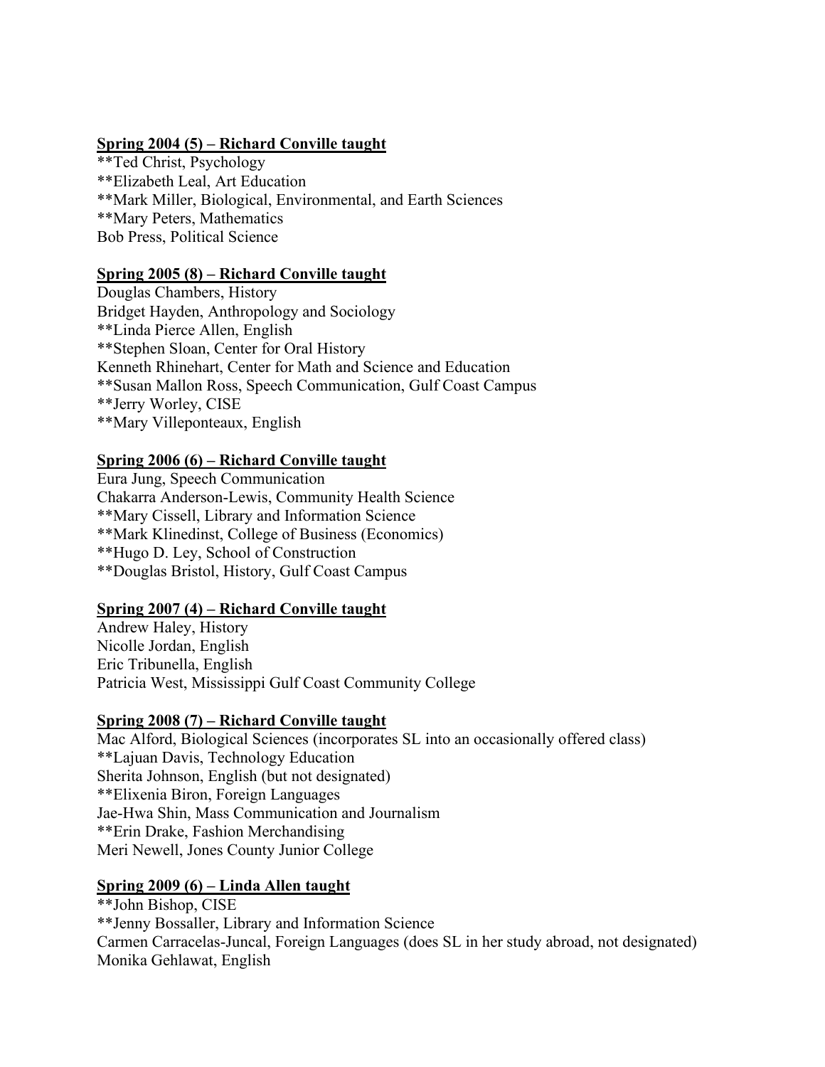**Spring 2004 (5) – Richard Conville taught**

**Ted Christ, Psychology  
**Elizabeth Leal, Art Education  
**Mark Miller, Biological, Environmental, and Earth Sciences  
**Mary Peters, Mathematics  
Bob Press, Political Science

**Spring 2005 (8) – Richard Conville taught**

Douglas Chambers, History  
Bridget Hayden, Anthropology and Sociology  
**Linda Pierce Allen, English  
**Stephen Sloan, Center for Oral History  
Kenneth Rhinehart, Center for Math and Science and Education  
**Susan Mallon Ross, Speech Communication, Gulf Coast Campus  
**Jerry Worley, CISE  
**Mary Villeponteaux, English

**Spring 2006 (6) – Richard Conville taught**

Eura Jung, Speech Communication  
Chakarra Anderson-Lewis, Community Health Science  
**Mary Cissell, Library and Information Science  
**Mark Klinedinst, College of Business (Economics)  
**Hugo D. Ley, School of Construction  
**Douglas Bristol, History, Gulf Coast Campus

**Spring 2007 (4) – Richard Conville taught**

Andrew Haley, History  
Nicolle Jordan, English  
Eric Tribunella, English  
Patricia West, Mississippi Gulf Coast Community College

**Spring 2008 (7) – Richard Conville taught**

Mac Alford, Biological Sciences (incorporates SL into an occasionally offered class)  
**Lajuan Davis, Technology Education  
Sherita Johnson, English (but not designated)  
**Elixenia Biron, Foreign Languages  
Jae-Hwa Shin, Mass Communication and Journalism  
**Erin Drake, Fashion Merchandising  
Meri Newell, Jones County Junior College

**Spring 2009 (6) – Linda Allen taught**

**John Bishop, CISE  
**Jenny Bossaller, Library and Information Science  
Carmen Carracelas-Juncal, Foreign Languages (does SL in her study abroad, not designated)  
Monika Gehlawat, English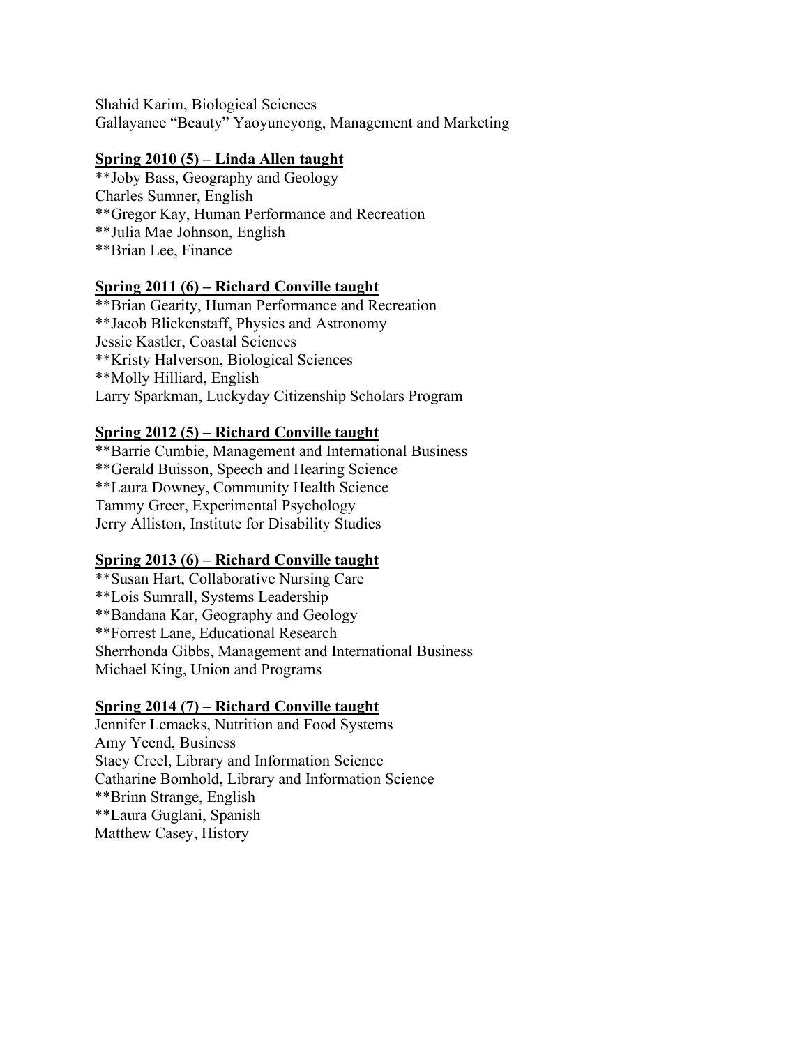Shahid Karim, Biological Sciences
Gallayanee "Beauty" Yaoyuneyong, Management and Marketing

**Spring 2010 (5) – Linda Allen taught**

**Joby Bass, Geography and Geology
Charles Sumner, English
**Gregor Kay, Human Performance and Recreation
**Julia Mae Johnson, English
**Brian Lee, Finance

**Spring 2011 (6) – Richard Conville taught**

**Brian Gearity, Human Performance and Recreation
**Jacob Blickenstaff, Physics and Astronomy
Jessie Kastler, Coastal Sciences
**Kristy Halverson, Biological Sciences
**Molly Hilliard, English
Larry Sparkman, Luckyday Citizenship Scholars Program

**Spring 2012 (5) – Richard Conville taught**

**Barrie Cumbie, Management and International Business
**Gerald Buisson, Speech and Hearing Science
**Laura Downey, Community Health Science
Tammy Greer, Experimental Psychology
Jerry Alliston, Institute for Disability Studies

**Spring 2013 (6) – Richard Conville taught**

**Susan Hart, Collaborative Nursing Care
**Lois Sumrall, Systems Leadership
**Bandana Kar, Geography and Geology
**Forrest Lane, Educational Research
Sherrhonda Gibbs, Management and International Business
Michael King, Union and Programs

**Spring 2014 (7) – Richard Conville taught**

Jennifer Lemacks, Nutrition and Food Systems
Amy Yeend, Business
Stacy Creel, Library and Information Science
Catharine Bomhold, Library and Information Science
**Brinn Strange, English
**Laura Guglani, Spanish
Matthew Casey, History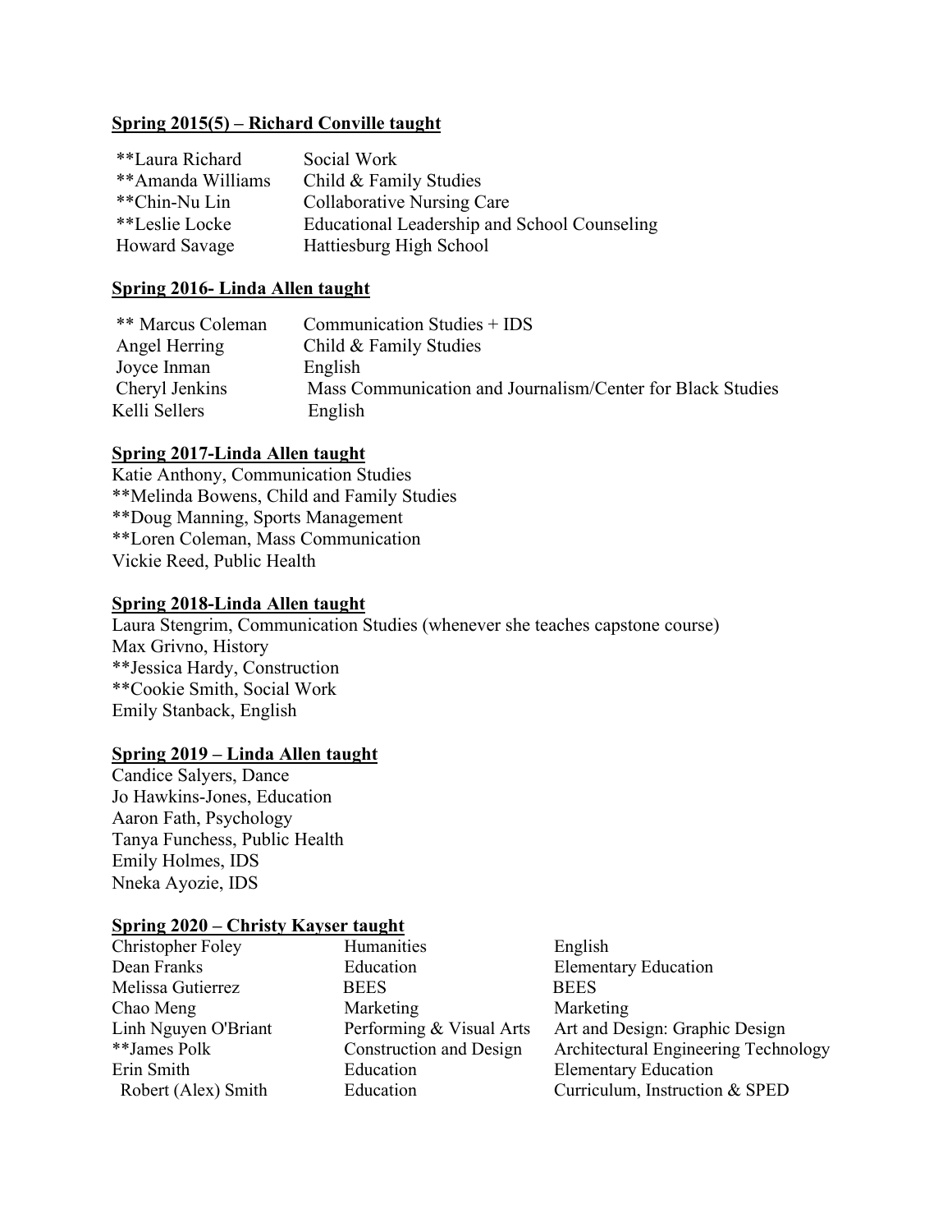**Spring 2015(5) – Richard Conville taught**

| | |
|---|---|
| **Laura Richard | Social Work |
| **Amanda Williams | Child & Family Studies |
| **Chin-Nu Lin | Collaborative Nursing Care |
| **Leslie Locke | Educational Leadership and School Counseling |
| Howard Savage | Hattiesburg High School |

**Spring 2016- Linda Allen taught**

| | |
|---|---|
| ** Marcus Coleman | Communication Studies + IDS |
| Angel Herring | Child & Family Studies |
| Joyce Inman | English |
| Cheryl Jenkins | Mass Communication and Journalism/Center for Black Studies |
| Kelli Sellers | English |

**Spring 2017-Linda Allen taught**

Katie Anthony, Communication Studies
**Melinda Bowens, Child and Family Studies
**Doug Manning, Sports Management
**Loren Coleman, Mass Communication
Vickie Reed, Public Health

**Spring 2018-Linda Allen taught**

Laura Stengrim, Communication Studies (whenever she teaches capstone course)
Max Grivno, History
**Jessica Hardy, Construction
**Cookie Smith, Social Work
Emily Stanback, English

**Spring 2019 – Linda Allen taught**

Candice Salyers, Dance
Jo Hawkins-Jones, Education
Aaron Fath, Psychology
Tanya Funchess, Public Health
Emily Holmes, IDS
Nneka Ayozie, IDS

**Spring 2020 – Christy Kayser taught**

| | | |
|---|---|---|
| Christopher Foley | Humanities | English |
| Dean Franks | Education | Elementary Education |
| Melissa Gutierrez | BEES | BEES |
| Chao Meng | Marketing | Marketing |
| Linh Nguyen O'Briant | Performing & Visual Arts | Art and Design: Graphic Design |
| **James Polk | Construction and Design | Architectural Engineering Technology |
| Erin Smith | Education | Elementary Education |
| Robert (Alex) Smith | Education | Curriculum, Instruction & SPED |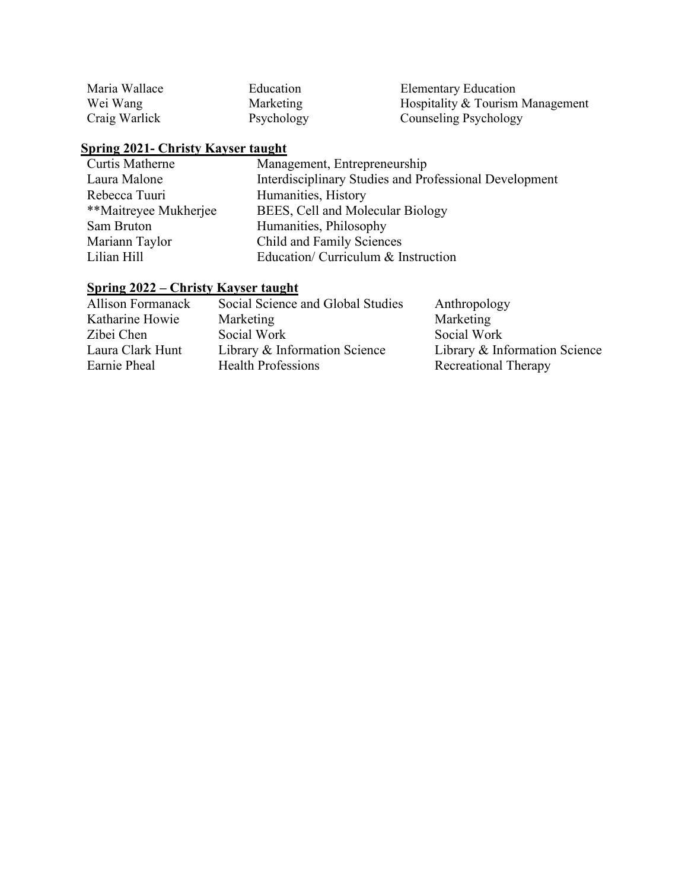| | | |
|---|---|---|
| Maria Wallace | Education | Elementary Education |
| Wei Wang | Marketing | Hospitality & Tourism Management |
| Craig Warlick | Psychology | Counseling Psychology |

**Spring 2021- Christy Kayser taught**

| | |
|---|---|
| Curtis Matherne | Management, Entrepreneurship |
| Laura Malone | Interdisciplinary Studies and Professional Development |
| Rebecca Tuuri | Humanities, History |
| **Maitreyee Mukherjee | BEES, Cell and Molecular Biology |
| Sam Bruton | Humanities, Philosophy |
| Mariann Taylor | Child and Family Sciences |
| Lilian Hill | Education/ Curriculum & Instruction |

**Spring 2022 – Christy Kayser taught**

| | | |
|---|---|---|
| Allison Formanack | Social Science and Global Studies | Anthropology |
| Katharine Howie | Marketing | Marketing |
| Zibei Chen | Social Work | Social Work |
| Laura Clark Hunt | Library & Information Science | Library & Information Science |
| Earnie Pheal | Health Professions | Recreational Therapy |